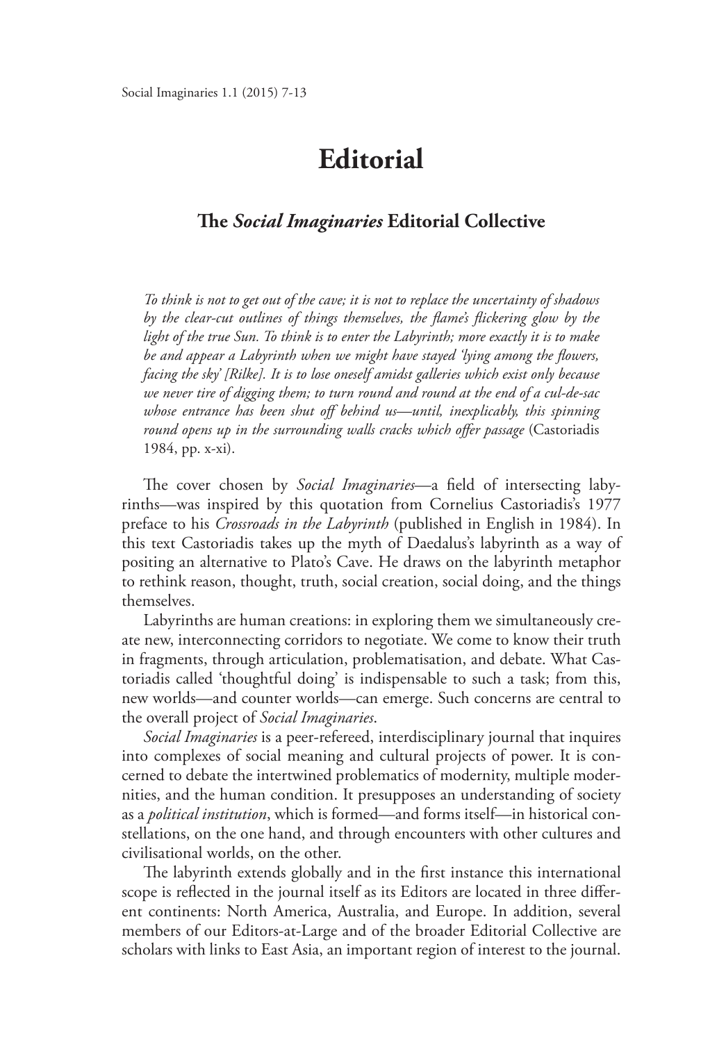# Editorial

## The *Social Imaginaries* Editorial Collective

> *To think is not to get out of the cave; it is not to replace the uncertainty of shadows by the clear-cut outlines of things themselves, the flame's flickering glow by the light of the true Sun. To think is to enter the Labyrinth; more exactly it is to make be and appear a Labyrinth when we might have stayed 'lying among the flowers, facing the sky' [Rilke]. It is to lose oneself amidst galleries which exist only because we never tire of digging them; to turn round and round at the end of a cul-de-sac whose entrance has been shut off behind us—until, inexplicably, this spinning round opens up in the surrounding walls cracks which offer passage* (Castoriadis 1984, pp. x-xi).

The cover chosen by *Social Imaginaries*—a field of intersecting labyrinths—was inspired by this quotation from Cornelius Castoriadis's 1977 preface to his *Crossroads in the Labyrinth* (published in English in 1984). In this text Castoriadis takes up the myth of Daedalus's labyrinth as a way of positing an alternative to Plato's Cave. He draws on the labyrinth metaphor to rethink reason, thought, truth, social creation, social doing, and the things themselves.

Labyrinths are human creations: in exploring them we simultaneously create new, interconnecting corridors to negotiate. We come to know their truth in fragments, through articulation, problematisation, and debate. What Castoriadis called 'thoughtful doing' is indispensable to such a task; from this, new worlds—and counter worlds—can emerge. Such concerns are central to the overall project of *Social Imaginaries*.

*Social Imaginaries* is a peer-refereed, interdisciplinary journal that inquires into complexes of social meaning and cultural projects of power. It is concerned to debate the intertwined problematics of modernity, multiple modernities, and the human condition. It presupposes an understanding of society as a *political institution*, which is formed—and forms itself—in historical constellations, on the one hand, and through encounters with other cultures and civilisational worlds, on the other.

The labyrinth extends globally and in the first instance this international scope is reflected in the journal itself as its Editors are located in three different continents: North America, Australia, and Europe. In addition, several members of our Editors-at-Large and of the broader Editorial Collective are scholars with links to East Asia, an important region of interest to the journal.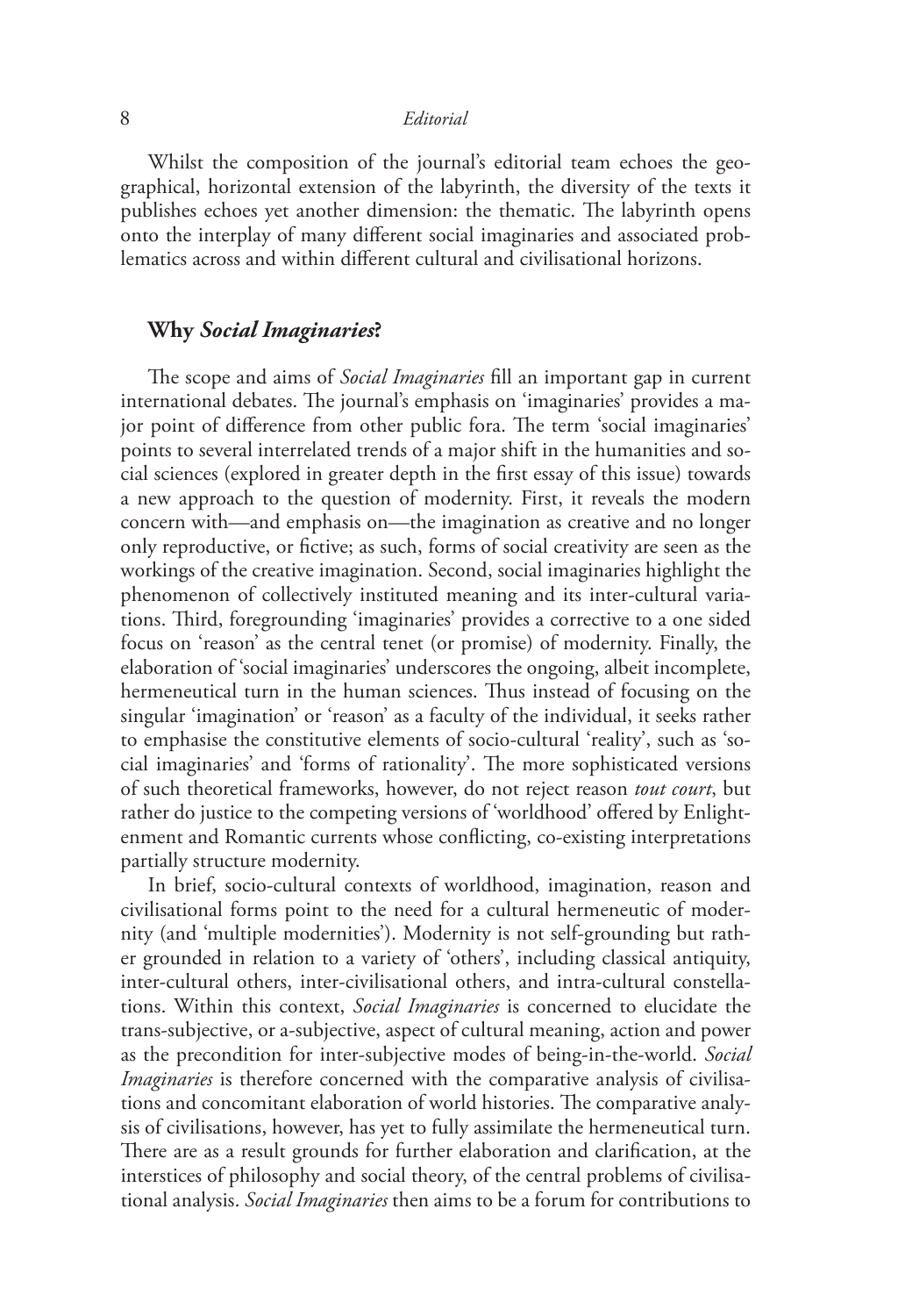Whilst the composition of the journal's editorial team echoes the geographical, horizontal extension of the labyrinth, the diversity of the texts it publishes echoes yet another dimension: the thematic. The labyrinth opens onto the interplay of many different social imaginaries and associated problematics across and within different cultural and civilisational horizons.

## Why *Social Imaginaries*?

The scope and aims of *Social Imaginaries* fill an important gap in current international debates. The journal's emphasis on 'imaginaries' provides a major point of difference from other public fora. The term 'social imaginaries' points to several interrelated trends of a major shift in the humanities and social sciences (explored in greater depth in the first essay of this issue) towards a new approach to the question of modernity. First, it reveals the modern concern with—and emphasis on—the imagination as creative and no longer only reproductive, or fictive; as such, forms of social creativity are seen as the workings of the creative imagination. Second, social imaginaries highlight the phenomenon of collectively instituted meaning and its inter-cultural variations. Third, foregrounding 'imaginaries' provides a corrective to a one sided focus on 'reason' as the central tenet (or promise) of modernity. Finally, the elaboration of 'social imaginaries' underscores the ongoing, albeit incomplete, hermeneutical turn in the human sciences. Thus instead of focusing on the singular 'imagination' or 'reason' as a faculty of the individual, it seeks rather to emphasise the constitutive elements of socio-cultural 'reality', such as 'social imaginaries' and 'forms of rationality'. The more sophisticated versions of such theoretical frameworks, however, do not reject reason *tout court*, but rather do justice to the competing versions of 'worldhood' offered by Enlightenment and Romantic currents whose conflicting, co-existing interpretations partially structure modernity.

In brief, socio-cultural contexts of worldhood, imagination, reason and civilisational forms point to the need for a cultural hermeneutic of modernity (and 'multiple modernities'). Modernity is not self-grounding but rather grounded in relation to a variety of 'others', including classical antiquity, inter-cultural others, inter-civilisational others, and intra-cultural constellations. Within this context, *Social Imaginaries* is concerned to elucidate the trans-subjective, or a-subjective, aspect of cultural meaning, action and power as the precondition for inter-subjective modes of being-in-the-world. *Social Imaginaries* is therefore concerned with the comparative analysis of civilisations and concomitant elaboration of world histories. The comparative analysis of civilisations, however, has yet to fully assimilate the hermeneutical turn. There are as a result grounds for further elaboration and clarification, at the interstices of philosophy and social theory, of the central problems of civilisational analysis. *Social Imaginaries* then aims to be a forum for contributions to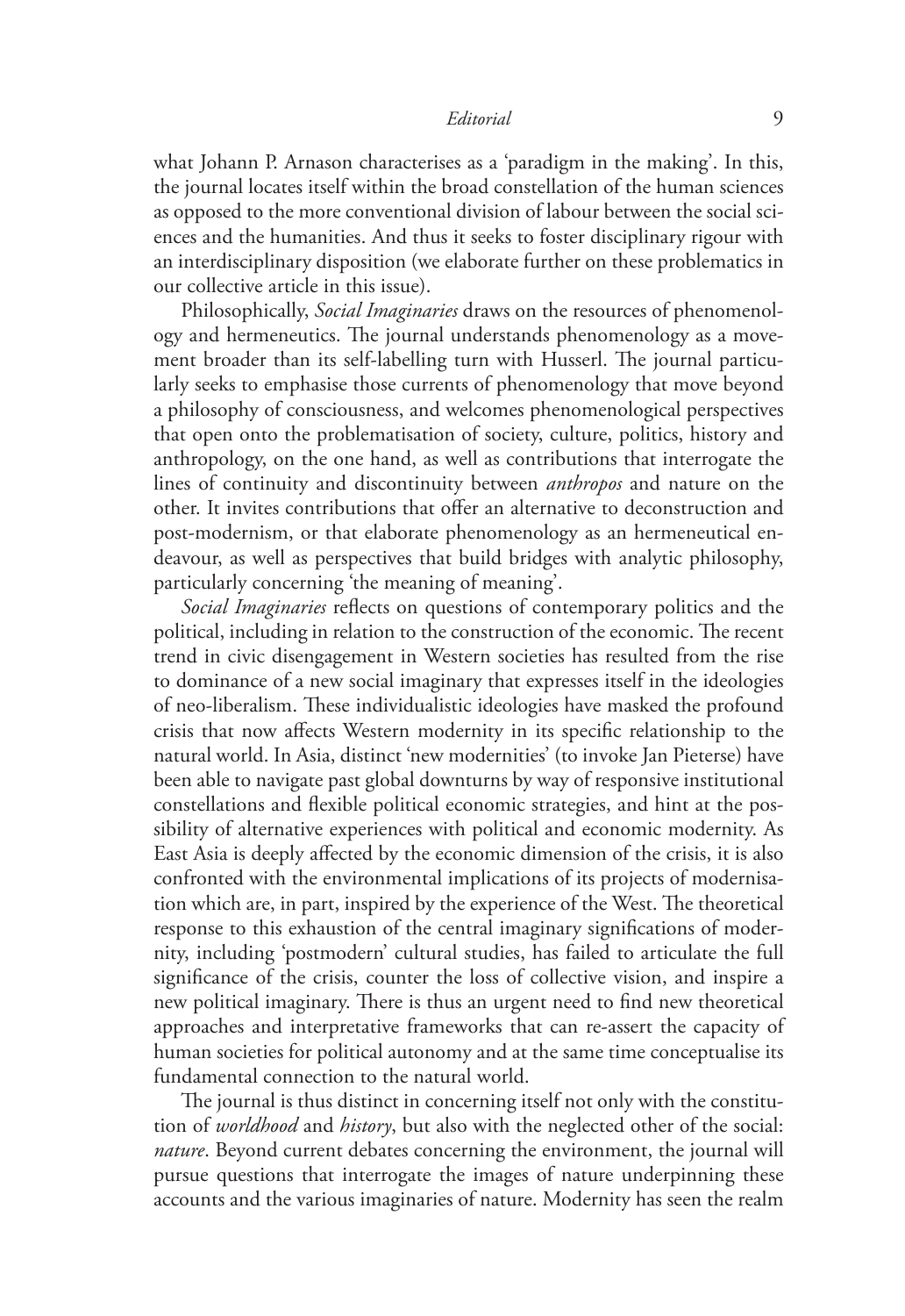what Johann P. Arnason characterises as a 'paradigm in the making'. In this, the journal locates itself within the broad constellation of the human sciences as opposed to the more conventional division of labour between the social sciences and the humanities. And thus it seeks to foster disciplinary rigour with an interdisciplinary disposition (we elaborate further on these problematics in our collective article in this issue).

Philosophically, *Social Imaginaries* draws on the resources of phenomenology and hermeneutics. The journal understands phenomenology as a movement broader than its self-labelling turn with Husserl. The journal particularly seeks to emphasise those currents of phenomenology that move beyond a philosophy of consciousness, and welcomes phenomenological perspectives that open onto the problematisation of society, culture, politics, history and anthropology, on the one hand, as well as contributions that interrogate the lines of continuity and discontinuity between *anthropos* and nature on the other. It invites contributions that offer an alternative to deconstruction and post-modernism, or that elaborate phenomenology as an hermeneutical endeavour, as well as perspectives that build bridges with analytic philosophy, particularly concerning 'the meaning of meaning'.

*Social Imaginaries* reflects on questions of contemporary politics and the political, including in relation to the construction of the economic. The recent trend in civic disengagement in Western societies has resulted from the rise to dominance of a new social imaginary that expresses itself in the ideologies of neo-liberalism. These individualistic ideologies have masked the profound crisis that now affects Western modernity in its specific relationship to the natural world. In Asia, distinct 'new modernities' (to invoke Jan Pieterse) have been able to navigate past global downturns by way of responsive institutional constellations and flexible political economic strategies, and hint at the possibility of alternative experiences with political and economic modernity. As East Asia is deeply affected by the economic dimension of the crisis, it is also confronted with the environmental implications of its projects of modernisation which are, in part, inspired by the experience of the West. The theoretical response to this exhaustion of the central imaginary significations of modernity, including 'postmodern' cultural studies, has failed to articulate the full significance of the crisis, counter the loss of collective vision, and inspire a new political imaginary. There is thus an urgent need to find new theoretical approaches and interpretative frameworks that can re-assert the capacity of human societies for political autonomy and at the same time conceptualise its fundamental connection to the natural world.

The journal is thus distinct in concerning itself not only with the constitution of *worldhood* and *history*, but also with the neglected other of the social: *nature*. Beyond current debates concerning the environment, the journal will pursue questions that interrogate the images of nature underpinning these accounts and the various imaginaries of nature. Modernity has seen the realm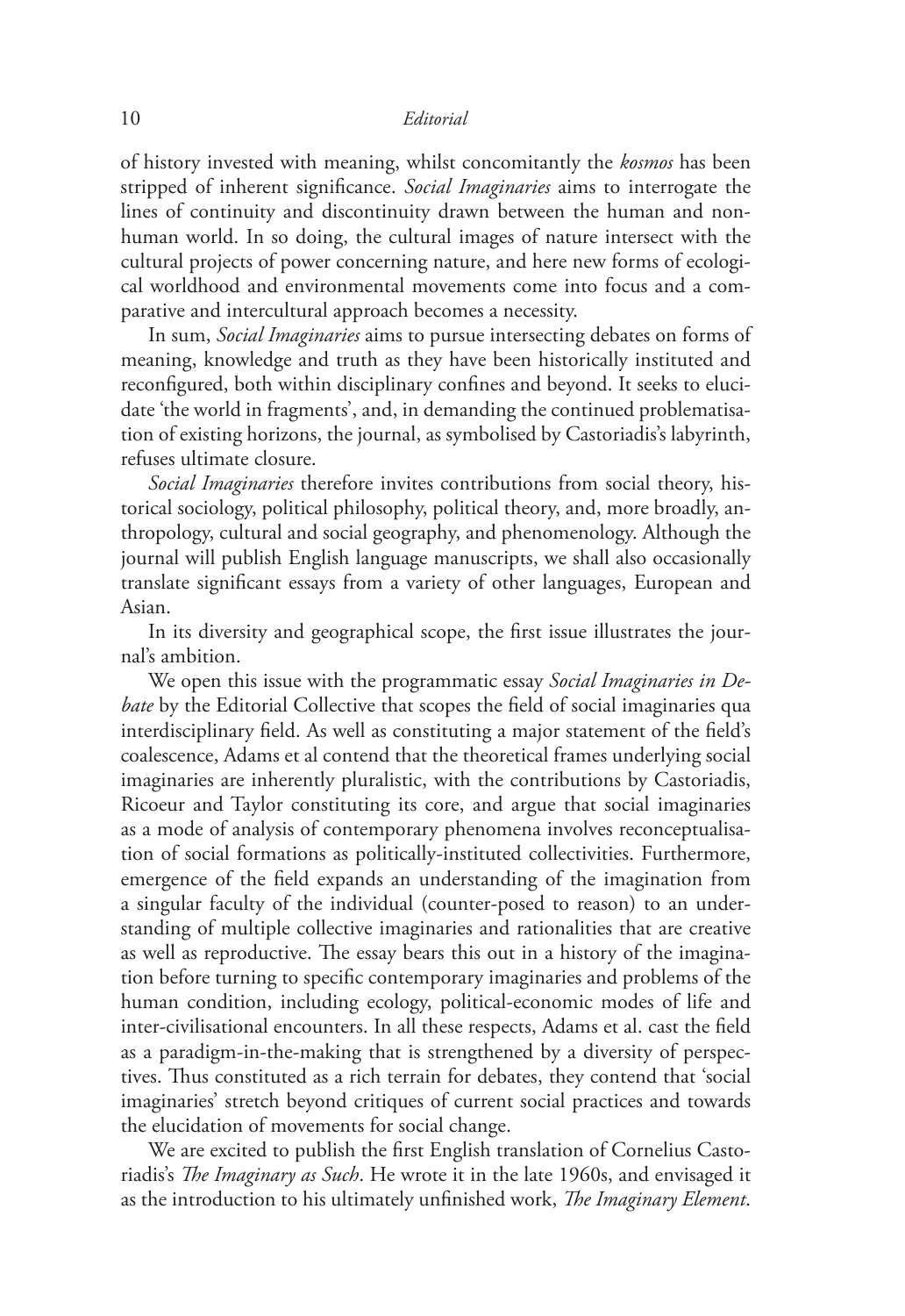of history invested with meaning, whilst concomitantly the *kosmos* has been stripped of inherent significance. *Social Imaginaries* aims to interrogate the lines of continuity and discontinuity drawn between the human and non-human world. In so doing, the cultural images of nature intersect with the cultural projects of power concerning nature, and here new forms of ecological worldhood and environmental movements come into focus and a comparative and intercultural approach becomes a necessity.

In sum, *Social Imaginaries* aims to pursue intersecting debates on forms of meaning, knowledge and truth as they have been historically instituted and reconfigured, both within disciplinary confines and beyond. It seeks to elucidate 'the world in fragments', and, in demanding the continued problematisation of existing horizons, the journal, as symbolised by Castoriadis's labyrinth, refuses ultimate closure.

*Social Imaginaries* therefore invites contributions from social theory, historical sociology, political philosophy, political theory, and, more broadly, anthropology, cultural and social geography, and phenomenology. Although the journal will publish English language manuscripts, we shall also occasionally translate significant essays from a variety of other languages, European and Asian.

In its diversity and geographical scope, the first issue illustrates the journal's ambition.

We open this issue with the programmatic essay *Social Imaginaries in Debate* by the Editorial Collective that scopes the field of social imaginaries qua interdisciplinary field. As well as constituting a major statement of the field's coalescence, Adams et al contend that the theoretical frames underlying social imaginaries are inherently pluralistic, with the contributions by Castoriadis, Ricoeur and Taylor constituting its core, and argue that social imaginaries as a mode of analysis of contemporary phenomena involves reconceptualisation of social formations as politically-instituted collectivities. Furthermore, emergence of the field expands an understanding of the imagination from a singular faculty of the individual (counter-posed to reason) to an understanding of multiple collective imaginaries and rationalities that are creative as well as reproductive. The essay bears this out in a history of the imagination before turning to specific contemporary imaginaries and problems of the human condition, including ecology, political-economic modes of life and inter-civilisational encounters. In all these respects, Adams et al. cast the field as a paradigm-in-the-making that is strengthened by a diversity of perspectives. Thus constituted as a rich terrain for debates, they contend that 'social imaginaries' stretch beyond critiques of current social practices and towards the elucidation of movements for social change.

We are excited to publish the first English translation of Cornelius Castoriadis's *The Imaginary as Such*. He wrote it in the late 1960s, and envisaged it as the introduction to his ultimately unfinished work, *The Imaginary Element*.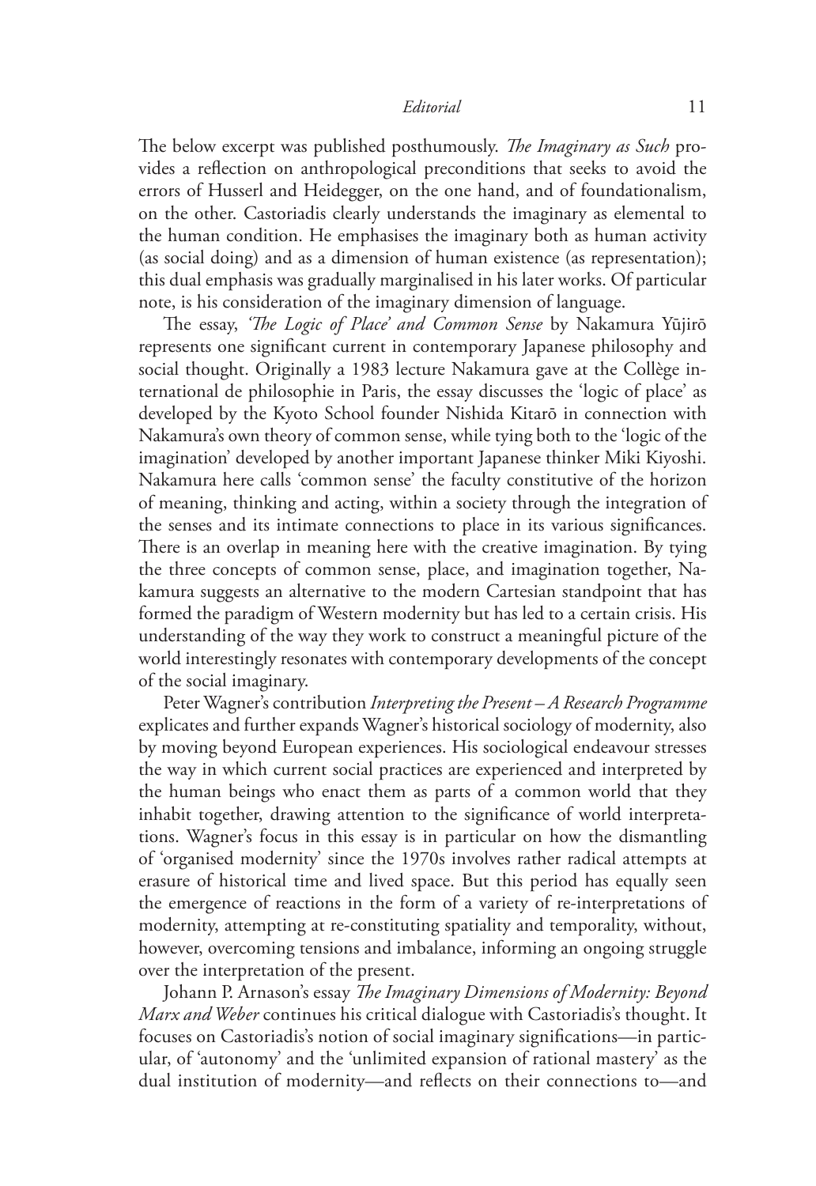The below excerpt was published posthumously. *The Imaginary as Such* provides a reflection on anthropological preconditions that seeks to avoid the errors of Husserl and Heidegger, on the one hand, and of foundationalism, on the other. Castoriadis clearly understands the imaginary as elemental to the human condition. He emphasises the imaginary both as human activity (as social doing) and as a dimension of human existence (as representation); this dual emphasis was gradually marginalised in his later works. Of particular note, is his consideration of the imaginary dimension of language.

The essay, *'The Logic of Place' and Common Sense* by Nakamura Yūjirō represents one significant current in contemporary Japanese philosophy and social thought. Originally a 1983 lecture Nakamura gave at the Collège international de philosophie in Paris, the essay discusses the 'logic of place' as developed by the Kyoto School founder Nishida Kitarō in connection with Nakamura's own theory of common sense, while tying both to the 'logic of the imagination' developed by another important Japanese thinker Miki Kiyoshi. Nakamura here calls 'common sense' the faculty constitutive of the horizon of meaning, thinking and acting, within a society through the integration of the senses and its intimate connections to place in its various significances. There is an overlap in meaning here with the creative imagination. By tying the three concepts of common sense, place, and imagination together, Nakamura suggests an alternative to the modern Cartesian standpoint that has formed the paradigm of Western modernity but has led to a certain crisis. His understanding of the way they work to construct a meaningful picture of the world interestingly resonates with contemporary developments of the concept of the social imaginary.

Peter Wagner's contribution *Interpreting the Present – A Research Programme* explicates and further expands Wagner's historical sociology of modernity, also by moving beyond European experiences. His sociological endeavour stresses the way in which current social practices are experienced and interpreted by the human beings who enact them as parts of a common world that they inhabit together, drawing attention to the significance of world interpretations. Wagner's focus in this essay is in particular on how the dismantling of 'organised modernity' since the 1970s involves rather radical attempts at erasure of historical time and lived space. But this period has equally seen the emergence of reactions in the form of a variety of re-interpretations of modernity, attempting at re-constituting spatiality and temporality, without, however, overcoming tensions and imbalance, informing an ongoing struggle over the interpretation of the present.

Johann P. Arnason's essay *The Imaginary Dimensions of Modernity: Beyond Marx and Weber* continues his critical dialogue with Castoriadis's thought. It focuses on Castoriadis's notion of social imaginary significations—in particular, of 'autonomy' and the 'unlimited expansion of rational mastery' as the dual institution of modernity—and reflects on their connections to—and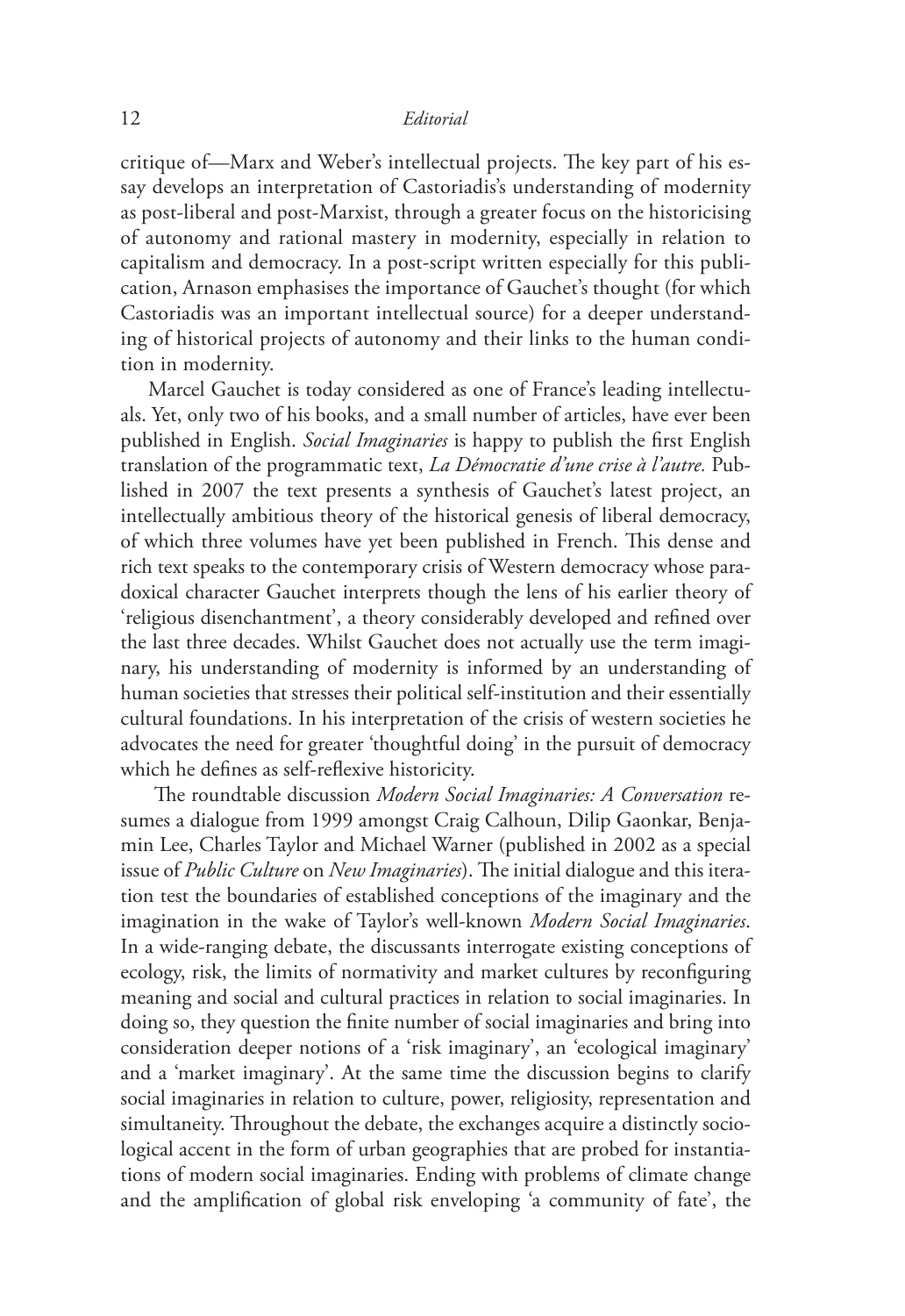critique of—Marx and Weber's intellectual projects. The key part of his essay develops an interpretation of Castoriadis's understanding of modernity as post-liberal and post-Marxist, through a greater focus on the historicising of autonomy and rational mastery in modernity, especially in relation to capitalism and democracy. In a post-script written especially for this publication, Arnason emphasises the importance of Gauchet's thought (for which Castoriadis was an important intellectual source) for a deeper understanding of historical projects of autonomy and their links to the human condition in modernity.

Marcel Gauchet is today considered as one of France's leading intellectuals. Yet, only two of his books, and a small number of articles, have ever been published in English. *Social Imaginaries* is happy to publish the first English translation of the programmatic text, *La Démocratie d'une crise à l'autre.* Published in 2007 the text presents a synthesis of Gauchet's latest project, an intellectually ambitious theory of the historical genesis of liberal democracy, of which three volumes have yet been published in French. This dense and rich text speaks to the contemporary crisis of Western democracy whose paradoxical character Gauchet interprets though the lens of his earlier theory of 'religious disenchantment', a theory considerably developed and refined over the last three decades. Whilst Gauchet does not actually use the term imaginary, his understanding of modernity is informed by an understanding of human societies that stresses their political self-institution and their essentially cultural foundations. In his interpretation of the crisis of western societies he advocates the need for greater 'thoughtful doing' in the pursuit of democracy which he defines as self-reflexive historicity.

The roundtable discussion *Modern Social Imaginaries: A Conversation* resumes a dialogue from 1999 amongst Craig Calhoun, Dilip Gaonkar, Benjamin Lee, Charles Taylor and Michael Warner (published in 2002 as a special issue of *Public Culture* on *New Imaginaries*). The initial dialogue and this iteration test the boundaries of established conceptions of the imaginary and the imagination in the wake of Taylor's well-known *Modern Social Imaginaries*. In a wide-ranging debate, the discussants interrogate existing conceptions of ecology, risk, the limits of normativity and market cultures by reconfiguring meaning and social and cultural practices in relation to social imaginaries. In doing so, they question the finite number of social imaginaries and bring into consideration deeper notions of a 'risk imaginary', an 'ecological imaginary' and a 'market imaginary'. At the same time the discussion begins to clarify social imaginaries in relation to culture, power, religiosity, representation and simultaneity. Throughout the debate, the exchanges acquire a distinctly sociological accent in the form of urban geographies that are probed for instantiations of modern social imaginaries. Ending with problems of climate change and the amplification of global risk enveloping 'a community of fate', the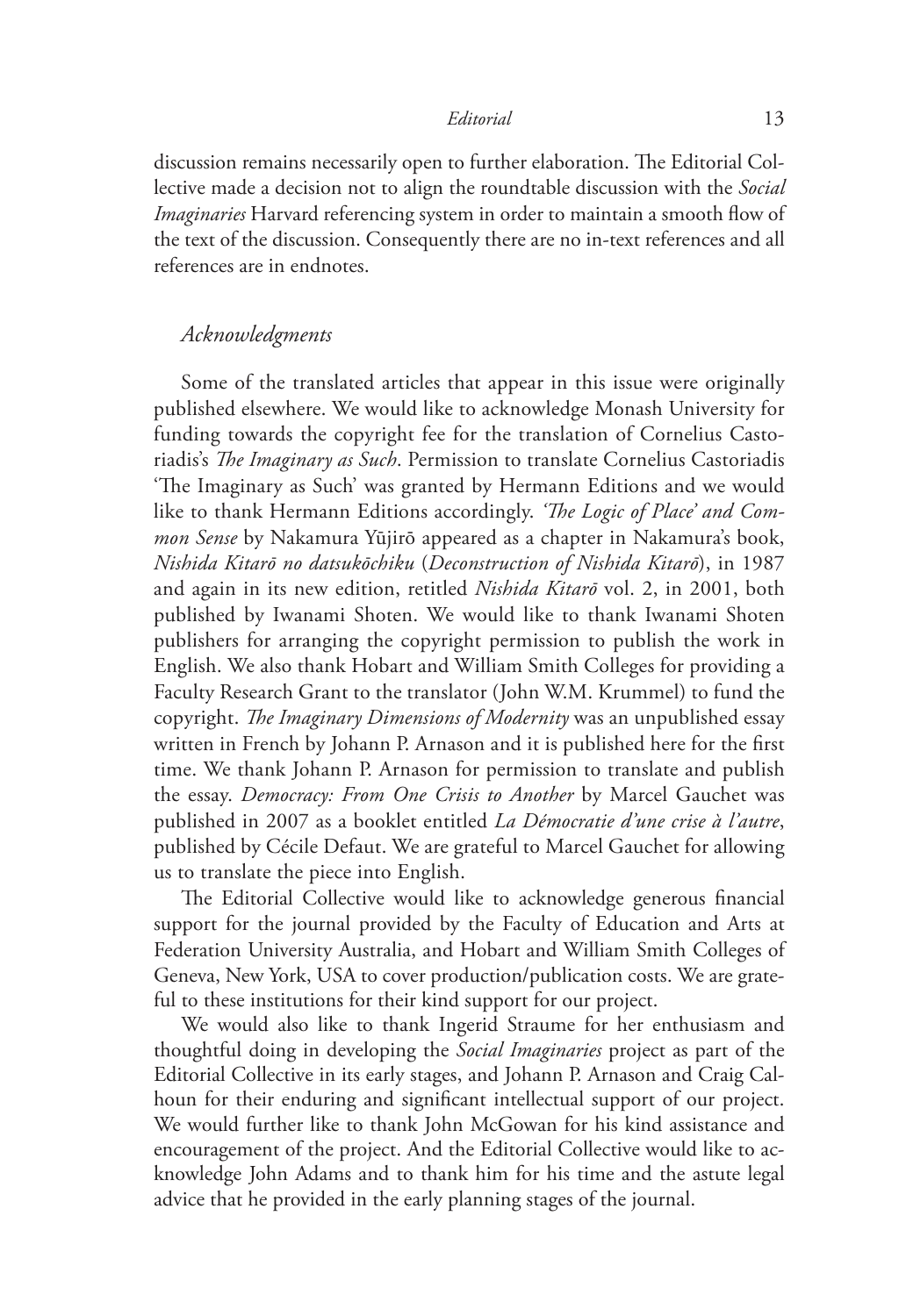discussion remains necessarily open to further elaboration. The Editorial Collective made a decision not to align the roundtable discussion with the *Social Imaginaries* Harvard referencing system in order to maintain a smooth flow of the text of the discussion. Consequently there are no in-text references and all references are in endnotes.

## *Acknowledgments*

Some of the translated articles that appear in this issue were originally published elsewhere. We would like to acknowledge Monash University for funding towards the copyright fee for the translation of Cornelius Castoriadis's *The Imaginary as Such*. Permission to translate Cornelius Castoriadis 'The Imaginary as Such' was granted by Hermann Editions and we would like to thank Hermann Editions accordingly. *'The Logic of Place' and Common Sense* by Nakamura Yūjirō appeared as a chapter in Nakamura's book, *Nishida Kitarō no datsukōchiku* (*Deconstruction of Nishida Kitarō*), in 1987 and again in its new edition, retitled *Nishida Kitarō* vol. 2, in 2001, both published by Iwanami Shoten. We would like to thank Iwanami Shoten publishers for arranging the copyright permission to publish the work in English. We also thank Hobart and William Smith Colleges for providing a Faculty Research Grant to the translator (John W.M. Krummel) to fund the copyright. *The Imaginary Dimensions of Modernity* was an unpublished essay written in French by Johann P. Arnason and it is published here for the first time. We thank Johann P. Arnason for permission to translate and publish the essay. *Democracy: From One Crisis to Another* by Marcel Gauchet was published in 2007 as a booklet entitled *La Démocratie d'une crise à l'autre*, published by Cécile Defaut. We are grateful to Marcel Gauchet for allowing us to translate the piece into English.

The Editorial Collective would like to acknowledge generous financial support for the journal provided by the Faculty of Education and Arts at Federation University Australia, and Hobart and William Smith Colleges of Geneva, New York, USA to cover production/publication costs. We are grateful to these institutions for their kind support for our project.

We would also like to thank Ingerid Straume for her enthusiasm and thoughtful doing in developing the *Social Imaginaries* project as part of the Editorial Collective in its early stages, and Johann P. Arnason and Craig Calhoun for their enduring and significant intellectual support of our project. We would further like to thank John McGowan for his kind assistance and encouragement of the project. And the Editorial Collective would like to acknowledge John Adams and to thank him for his time and the astute legal advice that he provided in the early planning stages of the journal.